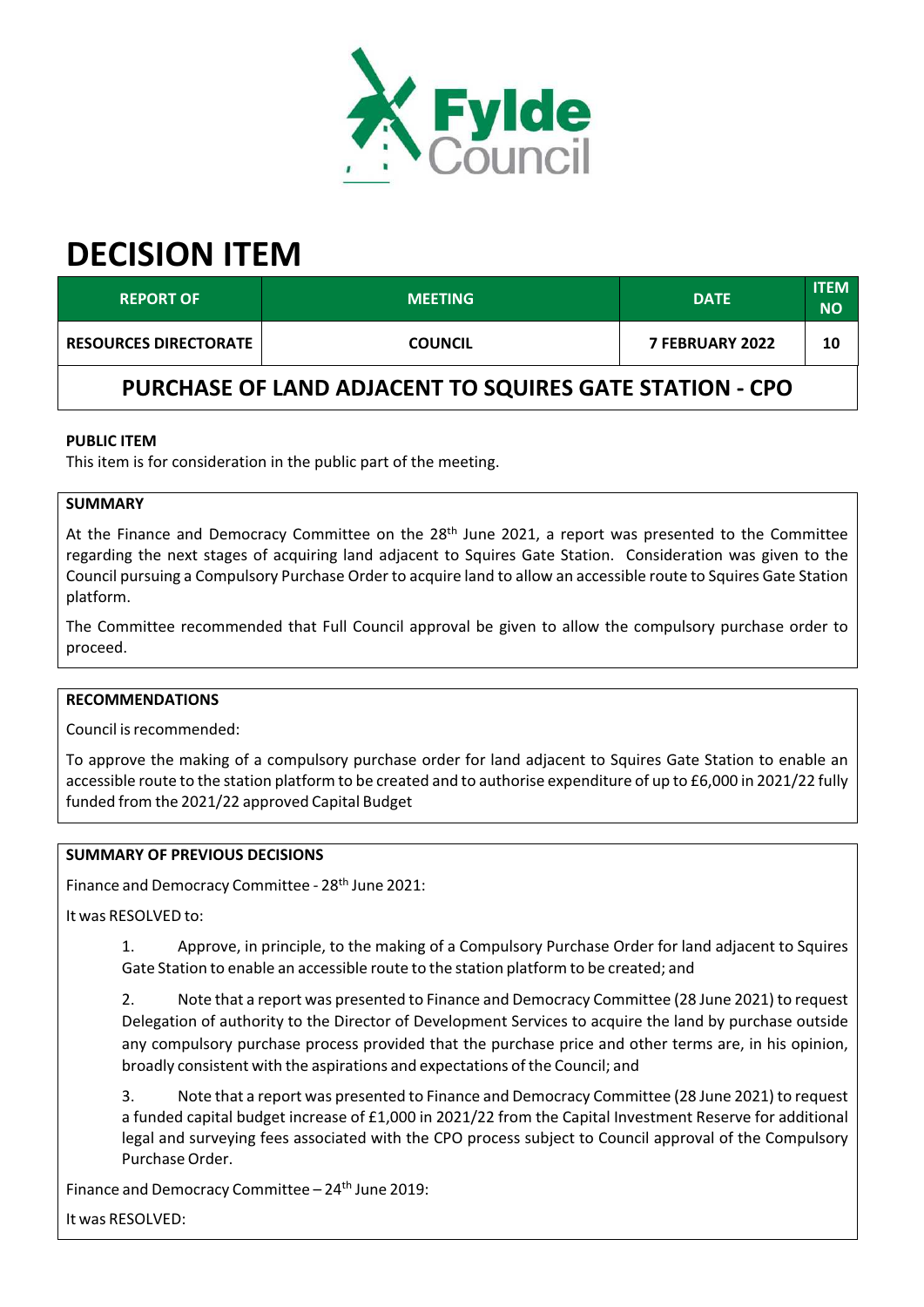# DECISION ITEM

| REPORT OF | MEETING | DATE | ITEM NO |
|---|---|---|---|
| RESOURCES DIRECTORATE | COUNCIL | 7 FEBRUARY 2022 | 10 |

## PURCHASE OF LAND ADJACENT TO SQUIRES GATE STATION - CPO

**PUBLIC ITEM**

This item is for consideration in the public part of the meeting.

**SUMMARY**

At the Finance and Democracy Committee on the 28th June 2021, a report was presented to the Committee regarding the next stages of acquiring land adjacent to Squires Gate Station. Consideration was given to the Council pursuing a Compulsory Purchase Order to acquire land to allow an accessible route to Squires Gate Station platform.

The Committee recommended that Full Council approval be given to allow the compulsory purchase order to proceed.

**RECOMMENDATIONS**

Council is recommended:

To approve the making of a compulsory purchase order for land adjacent to Squires Gate Station to enable an accessible route to the station platform to be created and to authorise expenditure of up to £6,000 in 2021/22 fully funded from the 2021/22 approved Capital Budget

**SUMMARY OF PREVIOUS DECISIONS**

Finance and Democracy Committee - 28th June 2021:

It was RESOLVED to:

1. Approve, in principle, to the making of a Compulsory Purchase Order for land adjacent to Squires Gate Station to enable an accessible route to the station platform to be created; and

2. Note that a report was presented to Finance and Democracy Committee (28 June 2021) to request Delegation of authority to the Director of Development Services to acquire the land by purchase outside any compulsory purchase process provided that the purchase price and other terms are, in his opinion, broadly consistent with the aspirations and expectations of the Council; and

3. Note that a report was presented to Finance and Democracy Committee (28 June 2021) to request a funded capital budget increase of £1,000 in 2021/22 from the Capital Investment Reserve for additional legal and surveying fees associated with the CPO process subject to Council approval of the Compulsory Purchase Order.

Finance and Democracy Committee – 24th June 2019:

It was RESOLVED: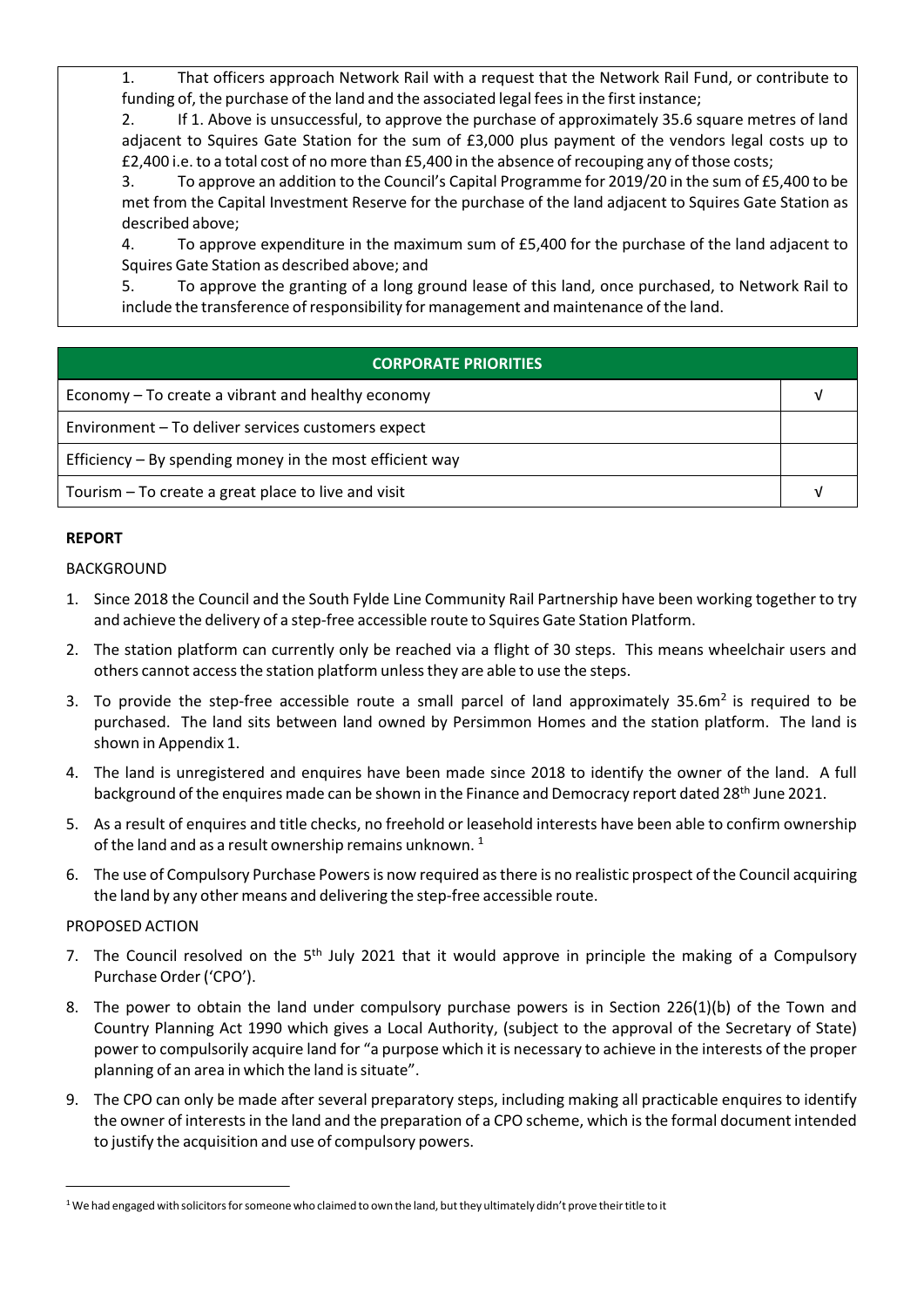1. That officers approach Network Rail with a request that the Network Rail Fund, or contribute to funding of, the purchase of the land and the associated legal fees in the first instance;
2. If 1. Above is unsuccessful, to approve the purchase of approximately 35.6 square metres of land adjacent to Squires Gate Station for the sum of £3,000 plus payment of the vendors legal costs up to £2,400 i.e. to a total cost of no more than £5,400 in the absence of recouping any of those costs;
3. To approve an addition to the Council's Capital Programme for 2019/20 in the sum of £5,400 to be met from the Capital Investment Reserve for the purchase of the land adjacent to Squires Gate Station as described above;
4. To approve expenditure in the maximum sum of £5,400 for the purchase of the land adjacent to Squires Gate Station as described above; and
5. To approve the granting of a long ground lease of this land, once purchased, to Network Rail to include the transference of responsibility for management and maintenance of the land.

| CORPORATE PRIORITIES | |
|---|---|
| Economy – To create a vibrant and healthy economy | √ |
| Environment – To deliver services customers expect | |
| Efficiency – By spending money in the most efficient way | |
| Tourism – To create a great place to live and visit | √ |

**REPORT**

BACKGROUND

1. Since 2018 the Council and the South Fylde Line Community Rail Partnership have been working together to try and achieve the delivery of a step-free accessible route to Squires Gate Station Platform.
2. The station platform can currently only be reached via a flight of 30 steps. This means wheelchair users and others cannot access the station platform unless they are able to use the steps.
3. To provide the step-free accessible route a small parcel of land approximately 35.6m$^2$ is required to be purchased. The land sits between land owned by Persimmon Homes and the station platform. The land is shown in Appendix 1.
4. The land is unregistered and enquires have been made since 2018 to identify the owner of the land. A full background of the enquires made can be shown in the Finance and Democracy report dated 28th June 2021.
5. As a result of enquires and title checks, no freehold or leasehold interests have been able to confirm ownership of the land and as a result ownership remains unknown. [1]
6. The use of Compulsory Purchase Powers is now required as there is no realistic prospect of the Council acquiring the land by any other means and delivering the step-free accessible route.

PROPOSED ACTION

7. The Council resolved on the 5th July 2021 that it would approve in principle the making of a Compulsory Purchase Order ('CPO').
8. The power to obtain the land under compulsory purchase powers is in Section 226(1)(b) of the Town and Country Planning Act 1990 which gives a Local Authority, (subject to the approval of the Secretary of State) power to compulsorily acquire land for "a purpose which it is necessary to achieve in the interests of the proper planning of an area in which the land is situate".
9. The CPO can only be made after several preparatory steps, including making all practicable enquires to identify the owner of interests in the land and the preparation of a CPO scheme, which is the formal document intended to justify the acquisition and use of compulsory powers.

[1] We had engaged with solicitors for someone who claimed to own the land, but they ultimately didn't prove their title to it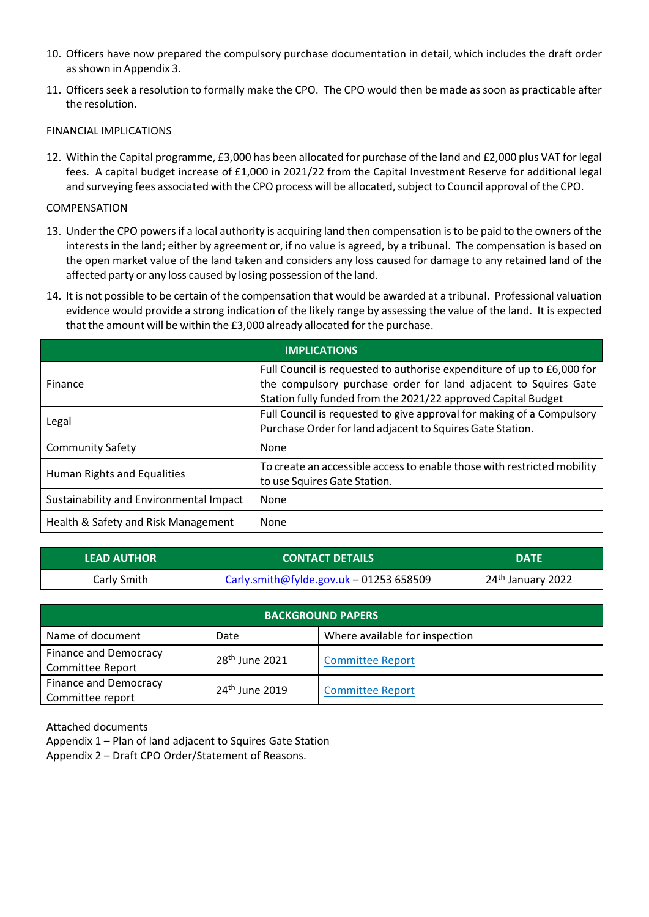10. Officers have now prepared the compulsory purchase documentation in detail, which includes the draft order as shown in Appendix 3.

11. Officers seek a resolution to formally make the CPO. The CPO would then be made as soon as practicable after the resolution.

FINANCIAL IMPLICATIONS

12. Within the Capital programme, £3,000 has been allocated for purchase of the land and £2,000 plus VAT for legal fees. A capital budget increase of £1,000 in 2021/22 from the Capital Investment Reserve for additional legal and surveying fees associated with the CPO process will be allocated, subject to Council approval of the CPO.

COMPENSATION

13. Under the CPO powers if a local authority is acquiring land then compensation is to be paid to the owners of the interests in the land; either by agreement or, if no value is agreed, by a tribunal. The compensation is based on the open market value of the land taken and considers any loss caused for damage to any retained land of the affected party or any loss caused by losing possession of the land.

14. It is not possible to be certain of the compensation that would be awarded at a tribunal. Professional valuation evidence would provide a strong indication of the likely range by assessing the value of the land. It is expected that the amount will be within the £3,000 already allocated for the purchase.

| IMPLICATIONS | |
|---|---|
| Finance | Full Council is requested to authorise expenditure of up to £6,000 for the compulsory purchase order for land adjacent to Squires Gate Station fully funded from the 2021/22 approved Capital Budget |
| Legal | Full Council is requested to give approval for making of a Compulsory Purchase Order for land adjacent to Squires Gate Station. |
| Community Safety | None |
| Human Rights and Equalities | To create an accessible access to enable those with restricted mobility to use Squires Gate Station. |
| Sustainability and Environmental Impact | None |
| Health & Safety and Risk Management | None |

| LEAD AUTHOR | CONTACT DETAILS | DATE |
|---|---|---|
| Carly Smith | Carly.smith@fylde.gov.uk – 01253 658509 | 24th January 2022 |

| BACKGROUND PAPERS | | |
|---|---|---|
| Name of document | Date | Where available for inspection |
| Finance and Democracy Committee Report | 28th June 2021 | Committee Report |
| Finance and Democracy Committee report | 24th June 2019 | Committee Report |

Attached documents
Appendix 1 – Plan of land adjacent to Squires Gate Station
Appendix 2 – Draft CPO Order/Statement of Reasons.